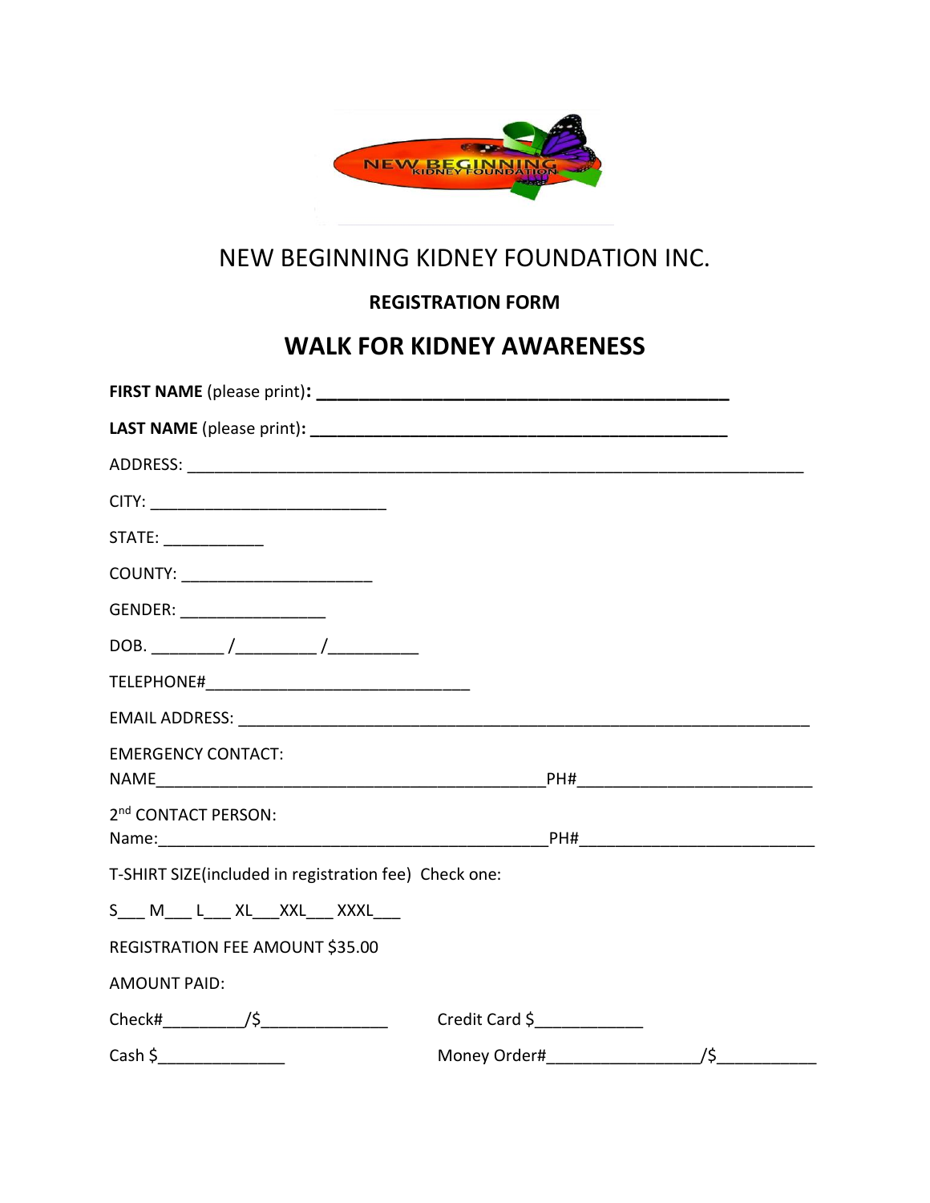NEW BEGINNING KIDNEY FOUNDATION

# NEW BEGINNING KIDNEY FOUNDATION INC.

### REGISTRATION FORM

## WALK FOR KIDNEY AWARENESS

**FIRST NAME** (please print)**: ___________________________________________**

**LAST NAME** (please print)**: ____________________________________________**

ADDRESS: _________________________________________________________________

CITY: _________________________

STATE: ___________

COUNTY: ____________________

GENDER: _______________

DOB. ________ /_________ /__________

TELEPHONE#____________________________

EMAIL ADDRESS: _____________________________________________________________

EMERGENCY CONTACT:
NAME_________________________________________PH#__________________________

2nd CONTACT PERSON:
Name:_________________________________________PH#__________________________

T-SHIRT SIZE(included in registration fee) Check one:

S___ M___ L___ XL___XXL___ XXXL___

REGISTRATION FEE AMOUNT $35.00

AMOUNT PAID:

Check#_________/$_____________ Credit Card $___________

Cash $_____________ Money Order#________________/$___________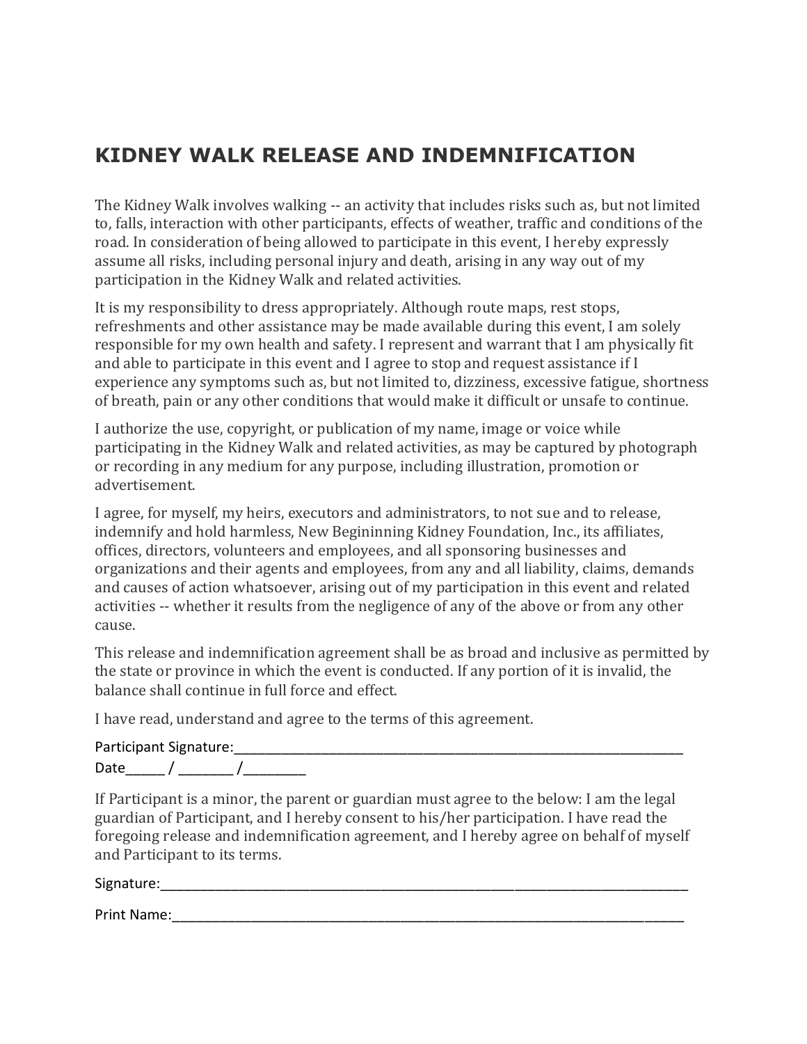# KIDNEY WALK RELEASE AND INDEMNIFICATION

The Kidney Walk involves walking -- an activity that includes risks such as, but not limited to, falls, interaction with other participants, effects of weather, traffic and conditions of the road. In consideration of being allowed to participate in this event, I hereby expressly assume all risks, including personal injury and death, arising in any way out of my participation in the Kidney Walk and related activities.

It is my responsibility to dress appropriately. Although route maps, rest stops, refreshments and other assistance may be made available during this event, I am solely responsible for my own health and safety. I represent and warrant that I am physically fit and able to participate in this event and I agree to stop and request assistance if I experience any symptoms such as, but not limited to, dizziness, excessive fatigue, shortness of breath, pain or any other conditions that would make it difficult or unsafe to continue.

I authorize the use, copyright, or publication of my name, image or voice while participating in the Kidney Walk and related activities, as may be captured by photograph or recording in any medium for any purpose, including illustration, promotion or advertisement.

I agree, for myself, my heirs, executors and administrators, to not sue and to release, indemnify and hold harmless, New Begininning Kidney Foundation, Inc., its affiliates, offices, directors, volunteers and employees, and all sponsoring businesses and organizations and their agents and employees, from any and all liability, claims, demands and causes of action whatsoever, arising out of my participation in this event and related activities -- whether it results from the negligence of any of the above or from any other cause.

This release and indemnification agreement shall be as broad and inclusive as permitted by the state or province in which the event is conducted. If any portion of it is invalid, the balance shall continue in full force and effect.

I have read, understand and agree to the terms of this agreement.

Participant Signature:_____________________________________________________________________

Date______ / ________ /_________

If Participant is a minor, the parent or guardian must agree to the below: I am the legal guardian of Participant, and I hereby consent to his/her participation. I have read the foregoing release and indemnification agreement, and I hereby agree on behalf of myself and Participant to its terms.

Signature:_____________________________________________________________________________

Print Name:___________________________________________________________________________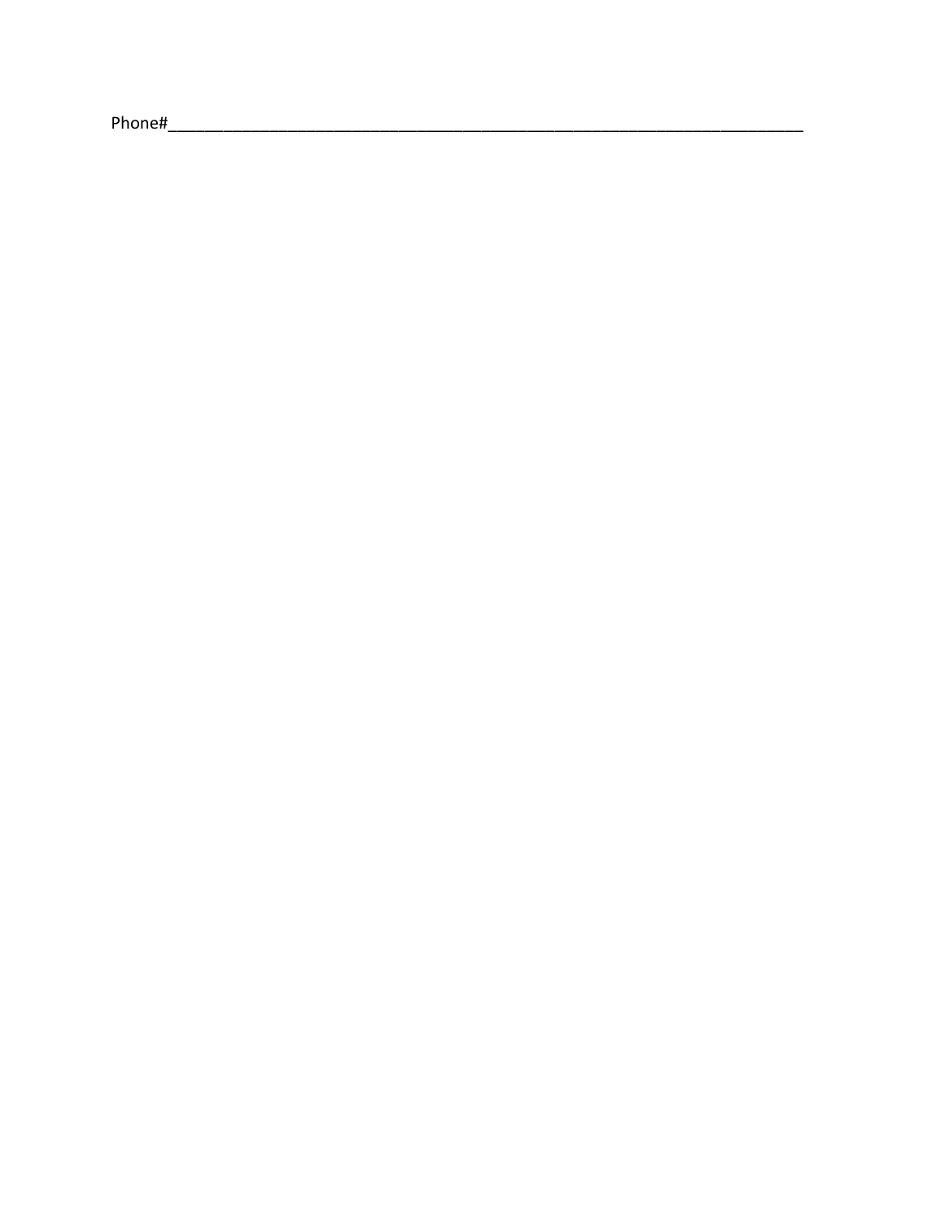Phone#___________________________________________________________________________